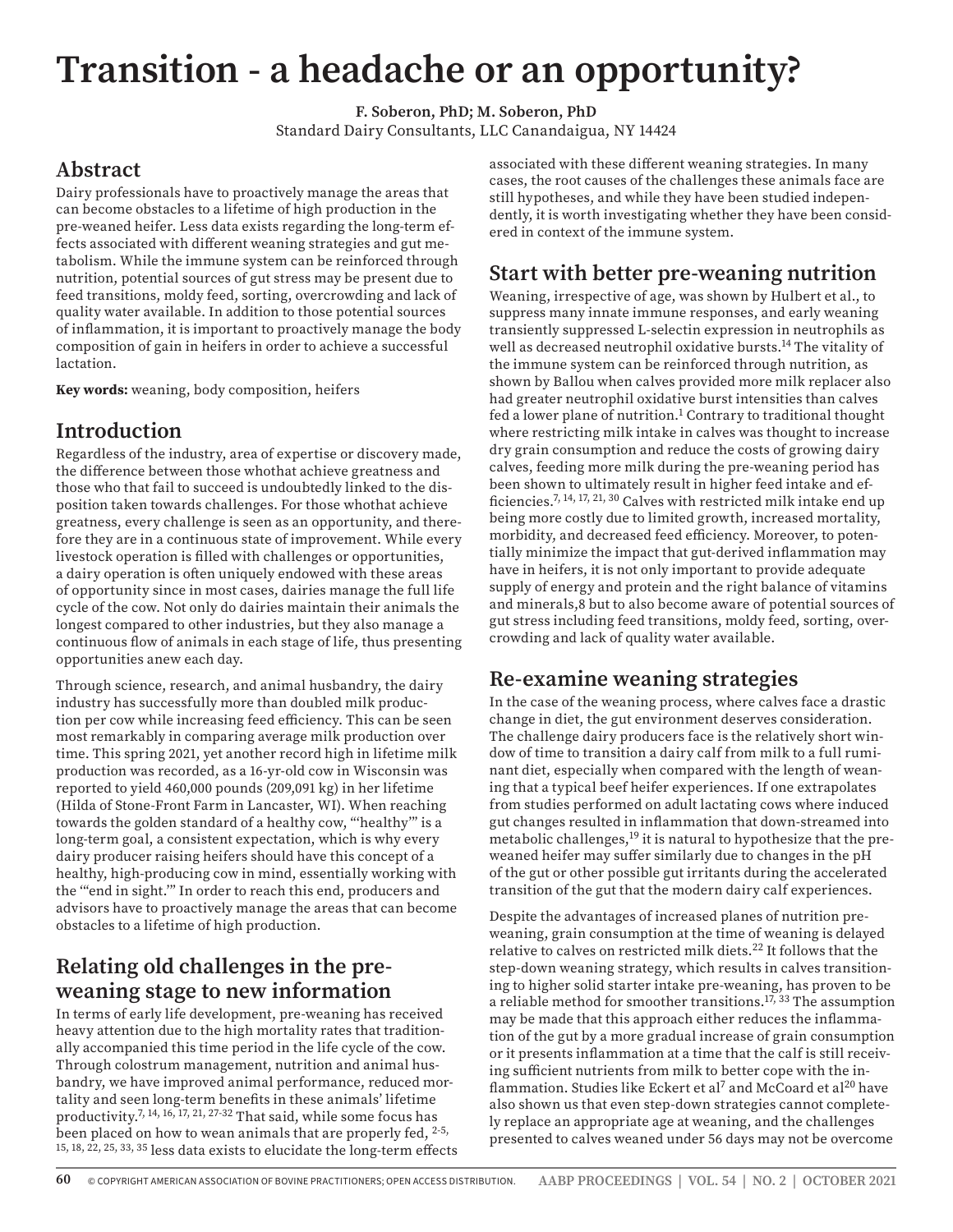# Transition - a headache or an opportunity?

**F. Soberon, PhD; M. Soberon, PhD**
Standard Dairy Consultants, LLC Canandaigua, NY 14424

## Abstract

Dairy professionals have to proactively manage the areas that can become obstacles to a lifetime of high production in the pre-weaned heifer. Less data exists regarding the long-term effects associated with different weaning strategies and gut metabolism. While the immune system can be reinforced through nutrition, potential sources of gut stress may be present due to feed transitions, moldy feed, sorting, overcrowding and lack of quality water available. In addition to those potential sources of inflammation, it is important to proactively manage the body composition of gain in heifers in order to achieve a successful lactation.

**Key words:** weaning, body composition, heifers

## Introduction

Regardless of the industry, area of expertise or discovery made, the difference between those whothat achieve greatness and those who that fail to succeed is undoubtedly linked to the disposition taken towards challenges. For those whothat achieve greatness, every challenge is seen as an opportunity, and therefore they are in a continuous state of improvement. While every livestock operation is filled with challenges or opportunities, a dairy operation is often uniquely endowed with these areas of opportunity since in most cases, dairies manage the full life cycle of the cow. Not only do dairies maintain their animals the longest compared to other industries, but they also manage a continuous flow of animals in each stage of life, thus presenting opportunities anew each day.

Through science, research, and animal husbandry, the dairy industry has successfully more than doubled milk production per cow while increasing feed efficiency. This can be seen most remarkably in comparing average milk production over time. This spring 2021, yet another record high in lifetime milk production was recorded, as a 16-yr-old cow in Wisconsin was reported to yield 460,000 pounds (209,091 kg) in her lifetime (Hilda of Stone-Front Farm in Lancaster, WI). When reaching towards the golden standard of a healthy cow, "'healthy'" is a long-term goal, a consistent expectation, which is why every dairy producer raising heifers should have this concept of a healthy, high-producing cow in mind, essentially working with the "'end in sight.'" In order to reach this end, producers and advisors have to proactively manage the areas that can become obstacles to a lifetime of high production.

## Relating old challenges in the pre-weaning stage to new information

In terms of early life development, pre-weaning has received heavy attention due to the high mortality rates that traditionally accompanied this time period in the life cycle of the cow. Through colostrum management, nutrition and animal husbandry, we have improved animal performance, reduced mortality and seen long-term benefits in these animals' lifetime productivity.[7, 14, 16, 17, 21, 27-32] That said, while some focus has been placed on how to wean animals that are properly fed, [2-5, 15, 18, 22, 25, 33, 35] less data exists to elucidate the long-term effects associated with these different weaning strategies. In many cases, the root causes of the challenges these animals face are still hypotheses, and while they have been studied independently, it is worth investigating whether they have been considered in context of the immune system.

## Start with better pre-weaning nutrition

Weaning, irrespective of age, was shown by Hulbert et al., to suppress many innate immune responses, and early weaning transiently suppressed L-selectin expression in neutrophils as well as decreased neutrophil oxidative bursts.[14] The vitality of the immune system can be reinforced through nutrition, as shown by Ballou when calves provided more milk replacer also had greater neutrophil oxidative burst intensities than calves fed a lower plane of nutrition.[1] Contrary to traditional thought where restricting milk intake in calves was thought to increase dry grain consumption and reduce the costs of growing dairy calves, feeding more milk during the pre-weaning period has been shown to ultimately result in higher feed intake and efficiencies.[7, 14, 17, 21, 30] Calves with restricted milk intake end up being more costly due to limited growth, increased mortality, morbidity, and decreased feed efficiency. Moreover, to potentially minimize the impact that gut-derived inflammation may have in heifers, it is not only important to provide adequate supply of energy and protein and the right balance of vitamins and minerals,8 but to also become aware of potential sources of gut stress including feed transitions, moldy feed, sorting, overcrowding and lack of quality water available.

## Re-examine weaning strategies

In the case of the weaning process, where calves face a drastic change in diet, the gut environment deserves consideration. The challenge dairy producers face is the relatively short window of time to transition a dairy calf from milk to a full ruminant diet, especially when compared with the length of weaning that a typical beef heifer experiences. If one extrapolates from studies performed on adult lactating cows where induced gut changes resulted in inflammation that down-streamed into metabolic challenges,[19] it is natural to hypothesize that the pre-weaned heifer may suffer similarly due to changes in the pH of the gut or other possible gut irritants during the accelerated transition of the gut that the modern dairy calf experiences.

Despite the advantages of increased planes of nutrition pre-weaning, grain consumption at the time of weaning is delayed relative to calves on restricted milk diets.[22] It follows that the step-down weaning strategy, which results in calves transitioning to higher solid starter intake pre-weaning, has proven to be a reliable method for smoother transitions.[17, 33] The assumption may be made that this approach either reduces the inflammation of the gut by a more gradual increase of grain consumption or it presents inflammation at a time that the calf is still receiving sufficient nutrients from milk to better cope with the inflammation. Studies like Eckert et al[7] and McCoard et al[20] have also shown us that even step-down strategies cannot completely replace an appropriate age at weaning, and the challenges presented to calves weaned under 56 days may not be overcome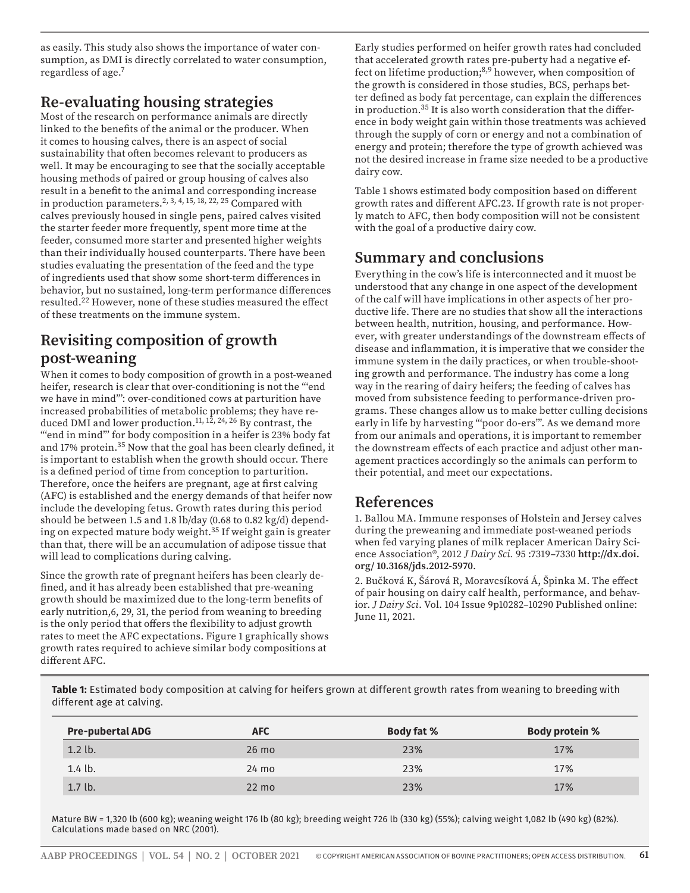as easily. This study also shows the importance of water consumption, as DMI is directly correlated to water consumption, regardless of age.[7]

## Re-evaluating housing strategies

Most of the research on performance animals are directly linked to the benefits of the animal or the producer. When it comes to housing calves, there is an aspect of social sustainability that often becomes relevant to producers as well. It may be encouraging to see that the socially acceptable housing methods of paired or group housing of calves also result in a benefit to the animal and corresponding increase in production parameters.[2, 3, 4, 15, 18, 22, 25] Compared with calves previously housed in single pens, paired calves visited the starter feeder more frequently, spent more time at the feeder, consumed more starter and presented higher weights than their individually housed counterparts. There have been studies evaluating the presentation of the feed and the type of ingredients used that show some short-term differences in behavior, but no sustained, long-term performance differences resulted.[22] However, none of these studies measured the effect of these treatments on the immune system.

## Revisiting composition of growth post-weaning

When it comes to body composition of growth in a post-weaned heifer, research is clear that over-conditioning is not the "'end we have in mind'": over-conditioned cows at parturition have increased probabilities of metabolic problems; they have reduced DMI and lower production.[11, 12, 24, 26] By contrast, the "'end in mind'" for body composition in a heifer is 23% body fat and 17% protein.[35] Now that the goal has been clearly defined, it is important to establish when the growth should occur. There is a defined period of time from conception to parturition. Therefore, once the heifers are pregnant, age at first calving (AFC) is established and the energy demands of that heifer now include the developing fetus. Growth rates during this period should be between 1.5 and 1.8 lb/day (0.68 to 0.82 kg/d) depending on expected mature body weight.[35] If weight gain is greater than that, there will be an accumulation of adipose tissue that will lead to complications during calving.

Since the growth rate of pregnant heifers has been clearly defined, and it has already been established that pre-weaning growth should be maximized due to the long-term benefits of early nutrition,6, 29, 31, the period from weaning to breeding is the only period that offers the flexibility to adjust growth rates to meet the AFC expectations. Figure 1 graphically shows growth rates required to achieve similar body compositions at different AFC.

Early studies performed on heifer growth rates had concluded that accelerated growth rates pre-puberty had a negative effect on lifetime production;[8,9] however, when composition of the growth is considered in those studies, BCS, perhaps better defined as body fat percentage, can explain the differences in production.[35] It is also worth consideration that the difference in body weight gain within those treatments was achieved through the supply of corn or energy and not a combination of energy and protein; therefore the type of growth achieved was not the desired increase in frame size needed to be a productive dairy cow.

Table 1 shows estimated body composition based on different growth rates and different AFC.23. If growth rate is not properly match to AFC, then body composition will not be consistent with the goal of a productive dairy cow.

## Summary and conclusions

Everything in the cow's life is interconnected and it muost be understood that any change in one aspect of the development of the calf will have implications in other aspects of her productive life. There are no studies that show all the interactions between health, nutrition, housing, and performance. However, with greater understandings of the downstream effects of disease and inflammation, it is imperative that we consider the immune system in the daily practices, or when trouble-shooting growth and performance. The industry has come a long way in the rearing of dairy heifers; the feeding of calves has moved from subsistence feeding to performance-driven programs. These changes allow us to make better culling decisions early in life by harvesting "'poor do-ers'". As we demand more from our animals and operations, it is important to remember the downstream effects of each practice and adjust other management practices accordingly so the animals can perform to their potential, and meet our expectations.

## References

1. Ballou MA. Immune responses of Holstein and Jersey calves during the preweaning and immediate post-weaned periods when fed varying planes of milk replacer American Dairy Science Association®, 2012 *J Dairy Sci.* 95 :7319–7330 **http://dx.doi.org/ 10.3168/jds.2012-5970**.

2. Bučková K, Šárová R, Moravcsíková Á, Špinka M. The effect of pair housing on dairy calf health, performance, and behavior. *J Dairy Sci*. Vol. 104 Issue 9p10282–10290 Published online: June 11, 2021.

**Table 1:** Estimated body composition at calving for heifers grown at different growth rates from weaning to breeding with different age at calving.

| Pre-pubertal ADG | AFC | Body fat % | Body protein % |
|---|---|---|---|
| 1.2 lb. | 26 mo | 23% | 17% |
| 1.4 lb. | 24 mo | 23% | 17% |
| 1.7 lb. | 22 mo | 23% | 17% |

Mature BW = 1,320 lb (600 kg); weaning weight 176 lb (80 kg); breeding weight 726 lb (330 kg) (55%); calving weight 1,082 lb (490 kg) (82%). Calculations made based on NRC (2001).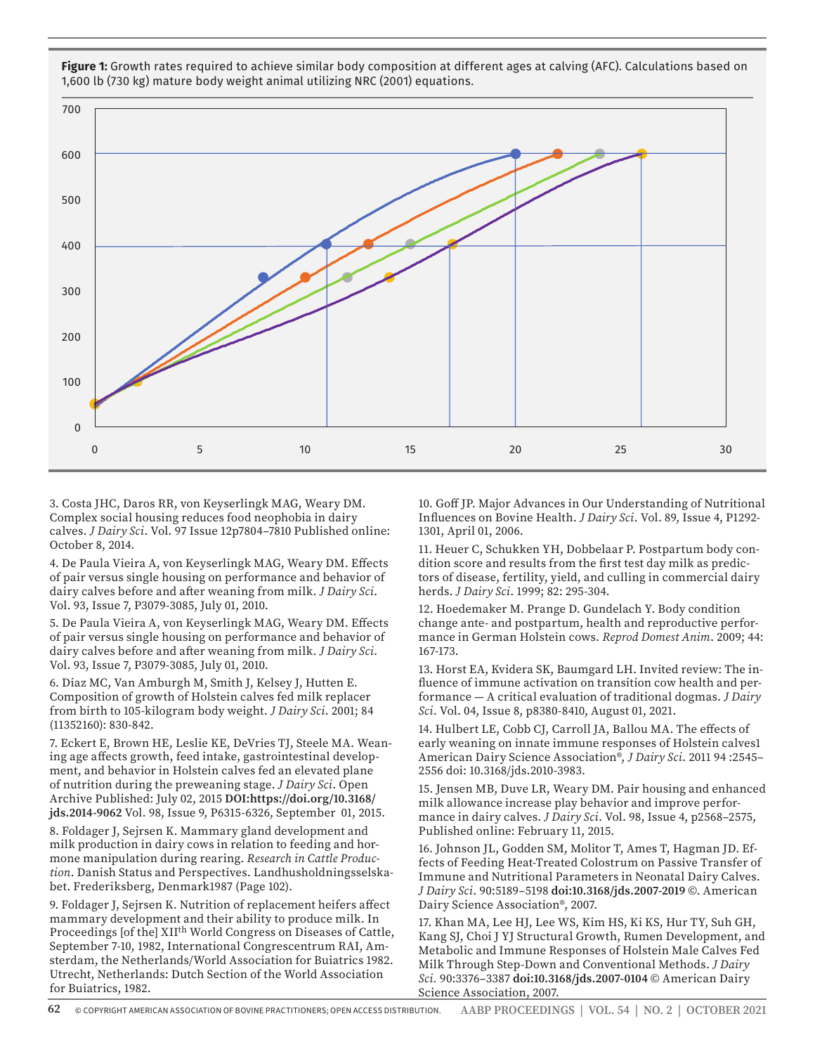**Figure 1:** Growth rates required to achieve similar body composition at different ages at calving (AFC). Calculations based on 1,600 lb (730 kg) mature body weight animal utilizing NRC (2001) equations.

3. Costa JHC, Daros RR, von Keyserlingk MAG, Weary DM. Complex social housing reduces food neophobia in dairy calves. *J Dairy Sci*. Vol. 97 Issue 12p7804–7810 Published online: October 8, 2014.

4. De Paula Vieira A, von Keyserlingk MAG, Weary DM. Effects of pair versus single housing on performance and behavior of dairy calves before and after weaning from milk. *J Dairy Sci*. Vol. 93, Issue 7, P3079-3085, July 01, 2010.

5. De Paula Vieira A, von Keyserlingk MAG, Weary DM. Effects of pair versus single housing on performance and behavior of dairy calves before and after weaning from milk. *J Dairy Sci*. Vol. 93, Issue 7, P3079-3085, July 01, 2010.

6. Diaz MC, Van Amburgh M, Smith J, Kelsey J, Hutten E. Composition of growth of Holstein calves fed milk replacer from birth to 105-kilogram body weight. *J Dairy Sci*. 2001; 84 (11352160): 830-842.

7. Eckert E, Brown HE, Leslie KE, DeVries TJ, Steele MA. Weaning age affects growth, feed intake, gastrointestinal development, and behavior in Holstein calves fed an elevated plane of nutrition during the preweaning stage. *J Dairy Sci*. Open Archive Published: July 02, 2015 **DOI:https://doi.org/10.3168/jds.2014-9062** Vol. 98, Issue 9, P6315-6326, September 01, 2015.

8. Foldager J, Sejrsen K. Mammary gland development and milk production in dairy cows in relation to feeding and hormone manipulation during rearing. *Research in Cattle Production*. Danish Status and Perspectives. Landhusholdningsselskabet. Frederiksberg, Denmark1987 (Page 102).

9. Foldager J, Sejrsen K. Nutrition of replacement heifers affect mammary development and their ability to produce milk. In Proceedings [of the] XII[th] World Congress on Diseases of Cattle, September 7-10, 1982, International Congrescentrum RAI, Amsterdam, the Netherlands/World Association for Buiatrics 1982. Utrecht, Netherlands: Dutch Section of the World Association for Buiatrics, 1982.

10. Goff JP. Major Advances in Our Understanding of Nutritional Influences on Bovine Health. *J Dairy Sci*. Vol. 89, Issue 4, P1292-1301, April 01, 2006.

11. Heuer C, Schukken YH, Dobbelaar P. Postpartum body condition score and results from the first test day milk as predictors of disease, fertility, yield, and culling in commercial dairy herds. *J Dairy Sci*. 1999; 82: 295-304.

12. Hoedemaker M. Prange D. Gundelach Y. Body condition change ante- and postpartum, health and reproductive performance in German Holstein cows. *Reprod Domest Anim*. 2009; 44: 167-173.

13. Horst EA, Kvidera SK, Baumgard LH. Invited review: The influence of immune activation on transition cow health and performance — A critical evaluation of traditional dogmas. *J Dairy Sci*. Vol. 04, Issue 8, p8380-8410, August 01, 2021.

14. Hulbert LE, Cobb CJ, Carroll JA, Ballou MA. The effects of early weaning on innate immune responses of Holstein calves1 American Dairy Science Association®, *J Dairy Sci*. 2011 94 :2545–2556 doi: 10.3168/jds.2010-3983.

15. Jensen MB, Duve LR, Weary DM. Pair housing and enhanced milk allowance increase play behavior and improve performance in dairy calves. *J Dairy Sci*. Vol. 98, Issue 4, p2568–2575, Published online: February 11, 2015.

16. Johnson JL, Godden SM, Molitor T, Ames T, Hagman JD. Effects of Feeding Heat-Treated Colostrum on Passive Transfer of Immune and Nutritional Parameters in Neonatal Dairy Calves. *J Dairy Sci*. 90:5189–5198 **doi:10.3168/jds.2007-2019** ©. American Dairy Science Association®, 2007.

17. Khan MA, Lee HJ, Lee WS, Kim HS, Ki KS, Hur TY, Suh GH, Kang SJ, Choi J YJ Structural Growth, Rumen Development, and Metabolic and Immune Responses of Holstein Male Calves Fed Milk Through Step-Down and Conventional Methods. *J Dairy Sci*. 90:3376–3387 **doi:10.3168/jds.2007-0104** © American Dairy Science Association, 2007.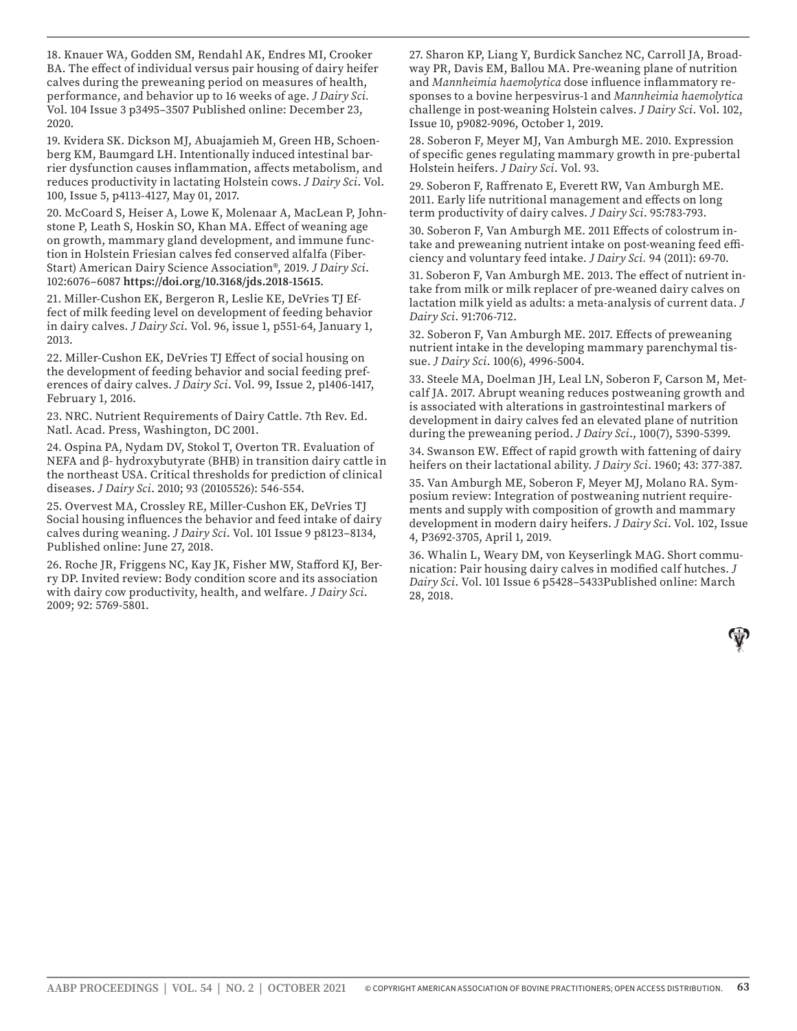18. Knauer WA, Godden SM, Rendahl AK, Endres MI, Crooker BA. The effect of individual versus pair housing of dairy heifer calves during the preweaning period on measures of health, performance, and behavior up to 16 weeks of age. *J Dairy Sci.* Vol. 104 Issue 3 p3495–3507 Published online: December 23, 2020.

19. Kvidera SK. Dickson MJ, Abuajamieh M, Green HB, Schoenberg KM, Baumgard LH. Intentionally induced intestinal barrier dysfunction causes inflammation, affects metabolism, and reduces productivity in lactating Holstein cows. *J Dairy Sci*. Vol. 100, Issue 5, p4113-4127, May 01, 2017.

20. McCoard S, Heiser A, Lowe K, Molenaar A, MacLean P, Johnstone P, Leath S, Hoskin SO, Khan MA. Effect of weaning age on growth, mammary gland development, and immune function in Holstein Friesian calves fed conserved alfalfa (FiberStart) American Dairy Science Association®, 2019. *J Dairy Sci*. 102:6076–6087 **https://doi.org/10.3168/jds.2018-15615**.

21. Miller-Cushon EK, Bergeron R, Leslie KE, DeVries TJ Effect of milk feeding level on development of feeding behavior in dairy calves. *J Dairy Sci*. Vol. 96, issue 1, p551-64, January 1, 2013.

22. Miller-Cushon EK, DeVries TJ Effect of social housing on the development of feeding behavior and social feeding preferences of dairy calves. *J Dairy Sci*. Vol. 99, Issue 2, p1406-1417, February 1, 2016.

23. NRC. Nutrient Requirements of Dairy Cattle. 7th Rev. Ed. Natl. Acad. Press, Washington, DC 2001.

24. Ospina PA, Nydam DV, Stokol T, Overton TR. Evaluation of NEFA and β- hydroxybutyrate (BHB) in transition dairy cattle in the northeast USA. Critical thresholds for prediction of clinical diseases. *J Dairy Sci*. 2010; 93 (20105526): 546-554.

25. Overvest MA, Crossley RE, Miller-Cushon EK, DeVries TJ Social housing influences the behavior and feed intake of dairy calves during weaning. *J Dairy Sci*. Vol. 101 Issue 9 p8123–8134, Published online: June 27, 2018.

26. Roche JR, Friggens NC, Kay JK, Fisher MW, Stafford KJ, Berry DP. Invited review: Body condition score and its association with dairy cow productivity, health, and welfare. *J Dairy Sci*. 2009; 92: 5769-5801.

27. Sharon KP, Liang Y, Burdick Sanchez NC, Carroll JA, Broadway PR, Davis EM, Ballou MA. Pre-weaning plane of nutrition and *Mannheimia haemolytica* dose influence inflammatory responses to a bovine herpesvirus-1 and *Mannheimia haemolytica* challenge in post-weaning Holstein calves. *J Dairy Sci*. Vol. 102, Issue 10, p9082-9096, October 1, 2019.

28. Soberon F, Meyer MJ, Van Amburgh ME. 2010. Expression of specific genes regulating mammary growth in pre-pubertal Holstein heifers. *J Dairy Sci*. Vol. 93.

29. Soberon F, Raffrenato E, Everett RW, Van Amburgh ME. 2011. Early life nutritional management and effects on long term productivity of dairy calves. *J Dairy Sci*. 95:783-793.

30. Soberon F, Van Amburgh ME. 2011 Effects of colostrum intake and preweaning nutrient intake on post-weaning feed efficiency and voluntary feed intake. *J Dairy Sci.* 94 (2011): 69-70.

31. Soberon F, Van Amburgh ME. 2013. The effect of nutrient intake from milk or milk replacer of pre-weaned dairy calves on lactation milk yield as adults: a meta-analysis of current data. *J Dairy Sci*. 91:706-712.

32. Soberon F, Van Amburgh ME. 2017. Effects of preweaning nutrient intake in the developing mammary parenchymal tissue. *J Dairy Sci*. 100(6), 4996-5004.

33. Steele MA, Doelman JH, Leal LN, Soberon F, Carson M, Metcalf JA. 2017. Abrupt weaning reduces postweaning growth and is associated with alterations in gastrointestinal markers of development in dairy calves fed an elevated plane of nutrition during the preweaning period. *J Dairy Sci.*, 100(7), 5390-5399.

34. Swanson EW. Effect of rapid growth with fattening of dairy heifers on their lactational ability. *J Dairy Sci*. 1960; 43: 377-387.

35. Van Amburgh ME, Soberon F, Meyer MJ, Molano RA. Symposium review: Integration of postweaning nutrient requirements and supply with composition of growth and mammary development in modern dairy heifers. *J Dairy Sci*. Vol. 102, Issue 4, P3692-3705, April 1, 2019.

36. Whalin L, Weary DM, von Keyserlingk MAG. Short communication: Pair housing dairy calves in modified calf hutches. *J Dairy Sci*. Vol. 101 Issue 6 p5428–5433Published online: March 28, 2018.